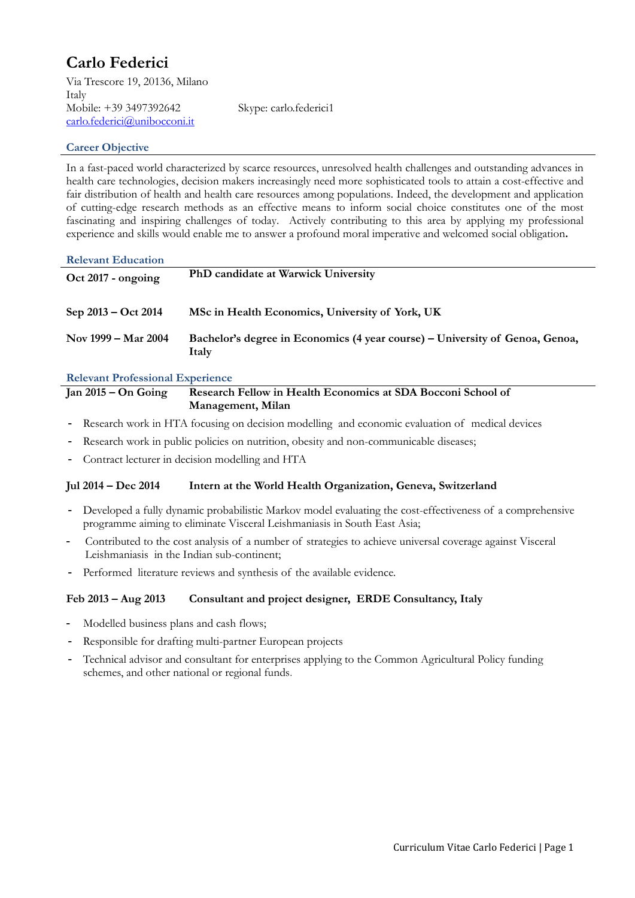# Carlo Federici

Via Trescore 19, 20136, Milano
Italy
Mobile: +39 3497392642 Skype: carlo.federici1
carlo.federici@unibocconi.it

## Career Objective

In a fast-paced world characterized by scarce resources, unresolved health challenges and outstanding advances in health care technologies, decision makers increasingly need more sophisticated tools to attain a cost-effective and fair distribution of health and health care resources among populations. Indeed, the development and application of cutting-edge research methods as an effective means to inform social choice constitutes one of the most fascinating and inspiring challenges of today. Actively contributing to this area by applying my professional experience and skills would enable me to answer a profound moral imperative and welcomed social obligation**.**

## Relevant Education

**Oct 2017 - ongoing** — **PhD candidate at Warwick University**

**Sep 2013 – Oct 2014** — **MSc in Health Economics, University of York, UK**

**Nov 1999 – Mar 2004** — **Bachelor's degree in Economics (4 year course) – University of Genoa, Genoa, Italy**

## Relevant Professional Experience

**Jan 2015 – On Going** — **Research Fellow in Health Economics at SDA Bocconi School of Management, Milan**

- Research work in HTA focusing on decision modelling and economic evaluation of medical devices
- Research work in public policies on nutrition, obesity and non-communicable diseases;
- Contract lecturer in decision modelling and HTA

**Jul 2014 – Dec 2014** — **Intern at the World Health Organization, Geneva, Switzerland**

- Developed a fully dynamic probabilistic Markov model evaluating the cost-effectiveness of a comprehensive programme aiming to eliminate Visceral Leishmaniasis in South East Asia;
- Contributed to the cost analysis of a number of strategies to achieve universal coverage against Visceral Leishmaniasis in the Indian sub-continent;
- Performed literature reviews and synthesis of the available evidence.

**Feb 2013 – Aug 2013** — **Consultant and project designer, ERDE Consultancy, Italy**

- Modelled business plans and cash flows;
- Responsible for drafting multi-partner European projects
- Technical advisor and consultant for enterprises applying to the Common Agricultural Policy funding schemes, and other national or regional funds.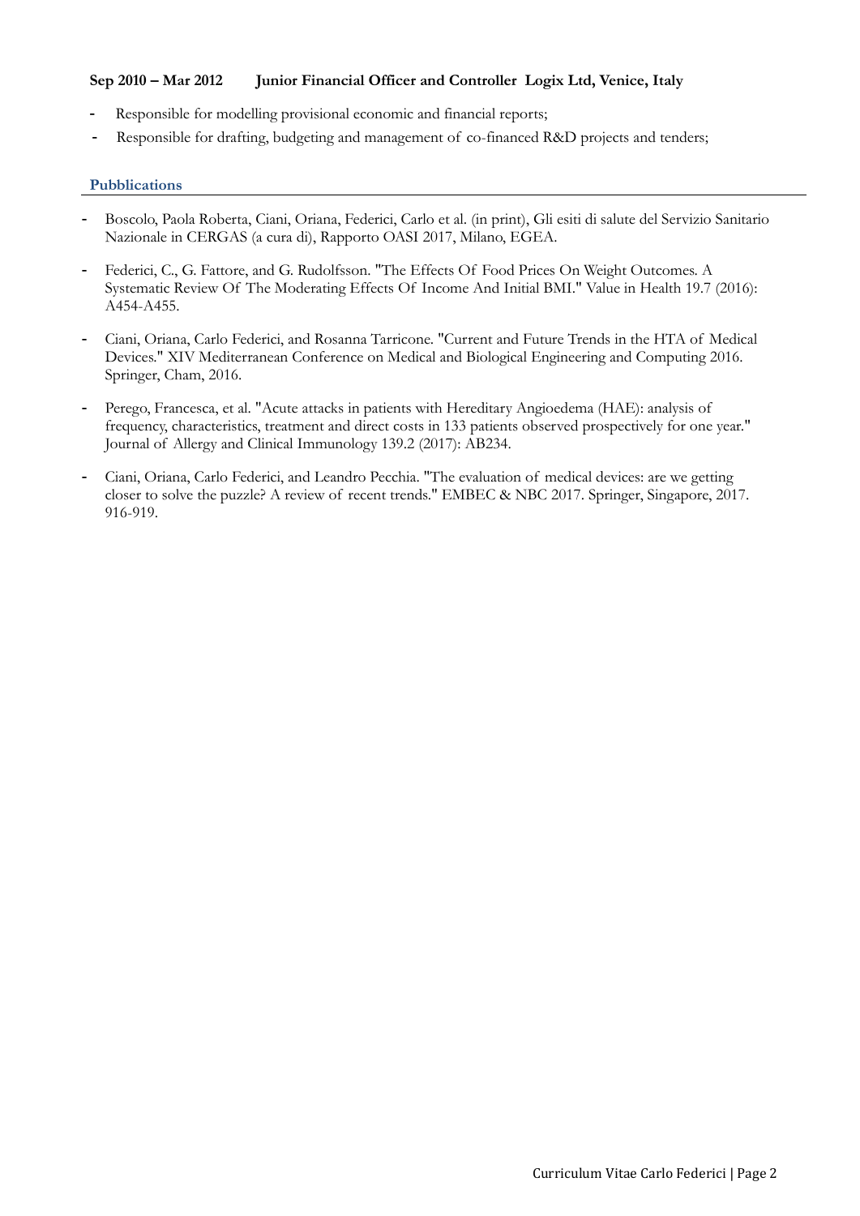**Sep 2010 – Mar 2012 Junior Financial Officer and Controller Logix Ltd, Venice, Italy**

- Responsible for modelling provisional economic and financial reports;
- Responsible for drafting, budgeting and management of co-financed R&D projects and tenders;

### Pubblications

- Boscolo, Paola Roberta, Ciani, Oriana, Federici, Carlo et al. (in print), Gli esiti di salute del Servizio Sanitario Nazionale in CERGAS (a cura di), Rapporto OASI 2017, Milano, EGEA.
- Federici, C., G. Fattore, and G. Rudolfsson. "The Effects Of Food Prices On Weight Outcomes. A Systematic Review Of The Moderating Effects Of Income And Initial BMI." Value in Health 19.7 (2016): A454-A455.
- Ciani, Oriana, Carlo Federici, and Rosanna Tarricone. "Current and Future Trends in the HTA of Medical Devices." XIV Mediterranean Conference on Medical and Biological Engineering and Computing 2016. Springer, Cham, 2016.
- Perego, Francesca, et al. "Acute attacks in patients with Hereditary Angioedema (HAE): analysis of frequency, characteristics, treatment and direct costs in 133 patients observed prospectively for one year." Journal of Allergy and Clinical Immunology 139.2 (2017): AB234.
- Ciani, Oriana, Carlo Federici, and Leandro Pecchia. "The evaluation of medical devices: are we getting closer to solve the puzzle? A review of recent trends." EMBEC & NBC 2017. Springer, Singapore, 2017. 916-919.